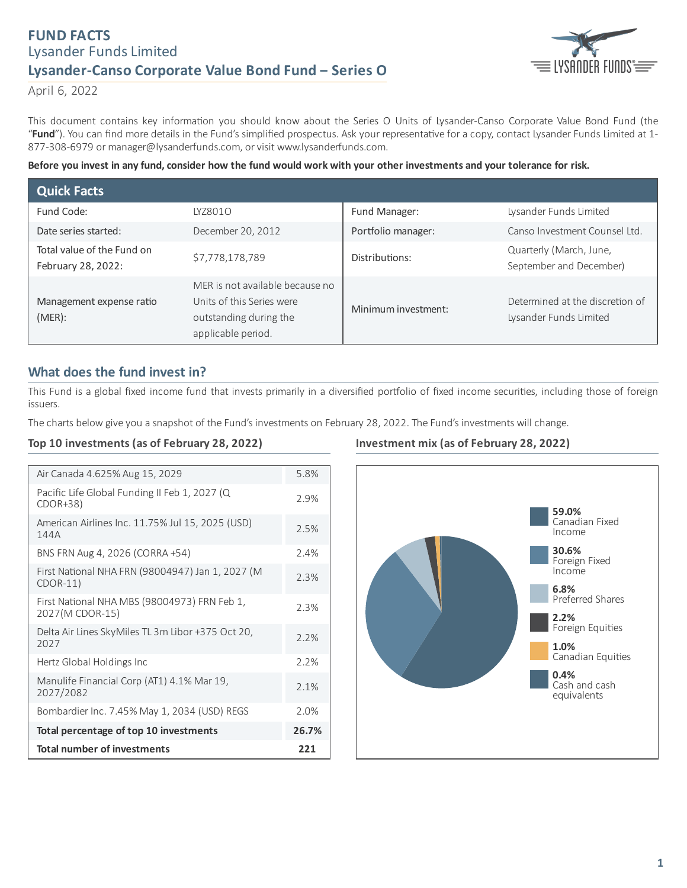# FUND FACTS

Lysander Funds Limited

**Lysander-Canso Corporate Value Bond Fund – Series O**

April 6, 2022

This document contains key information you should know about the Series O Units of Lysander-Canso Corporate Value Bond Fund (the "**Fund**"). You can find more details in the Fund's simplified prospectus. Ask your representative for a copy, contact Lysander Funds Limited at 1-877-308-6979 or manager@lysanderfunds.com, or visit www.lysanderfunds.com.

**Before you invest in any fund, consider how the fund would work with your other investments and your tolerance for risk.**

## Quick Facts

| | | | |
|---|---|---|---|
| Fund Code: | LYZ801O | Fund Manager: | Lysander Funds Limited |
| Date series started: | December 20, 2012 | Portfolio manager: | Canso Investment Counsel Ltd. |
| Total value of the Fund on February 28, 2022: | $7,778,178,789 | Distributions: | Quarterly (March, June, September and December) |
| Management expense ratio (MER): | MER is not available because no Units of this Series were outstanding during the applicable period. | Minimum investment: | Determined at the discretion of Lysander Funds Limited |

## What does the fund invest in?

This Fund is a global fixed income fund that invests primarily in a diversified portfolio of fixed income securities, including those of foreign issuers.

The charts below give you a snapshot of the Fund's investments on February 28, 2022. The Fund's investments will change.

### Top 10 investments (as of February 28, 2022)

| Investment | % |
|---|---|
| Air Canada 4.625% Aug 15, 2029 | 5.8% |
| Pacific Life Global Funding II Feb 1, 2027 (Q CDOR+38) | 2.9% |
| American Airlines Inc. 11.75% Jul 15, 2025 (USD) 144A | 2.5% |
| BNS FRN Aug 4, 2026 (CORRA +54) | 2.4% |
| First National NHA FRN (98004947) Jan 1, 2027 (M CDOR-11) | 2.3% |
| First National NHA MBS (98004973) FRN Feb 1, 2027(M CDOR-15) | 2.3% |
| Delta Air Lines SkyMiles TL 3m Libor +375 Oct 20, 2027 | 2.2% |
| Hertz Global Holdings Inc | 2.2% |
| Manulife Financial Corp (AT1) 4.1% Mar 19, 2027/2082 | 2.1% |
| Bombardier Inc. 7.45% May 1, 2034 (USD) REGS | 2.0% |
| **Total percentage of top 10 investments** | **26.7%** |
| **Total number of investments** | **221** |

### Investment mix (as of February 28, 2022)

- **59.0%** Canadian Fixed Income
- **30.6%** Foreign Fixed Income
- **6.8%** Preferred Shares
- **2.2%** Foreign Equities
- **1.0%** Canadian Equities
- **0.4%** Cash and cash equivalents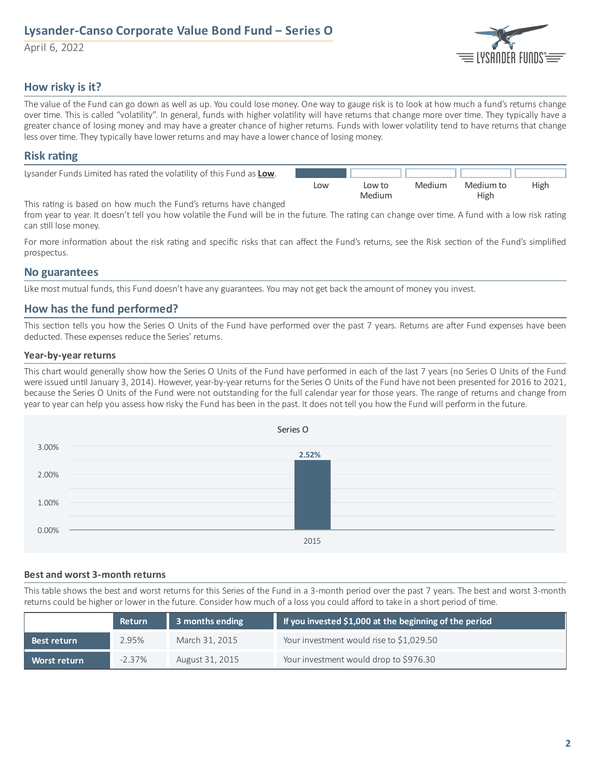## How risky is it?

The value of the Fund can go down as well as up. You could lose money. One way to gauge risk is to look at how much a fund's returns change over time. This is called "volatility". In general, funds with higher volatility will have returns that change more over time. They typically have a greater chance of losing money and may have a greater chance of higher returns. Funds with lower volatility tend to have returns that change less over time. They typically have lower returns and may have a lower chance of losing money.

## Risk rating

Lysander Funds Limited has rated the volatility of this Fund as **Low**.

| Low | Low to Medium | Medium | Medium to High | High |
|---|---|---|---|---|
| ■ | | | | |

This rating is based on how much the Fund's returns have changed from year to year. It doesn't tell you how volatile the Fund will be in the future. The rating can change over time. A fund with a low risk rating can still lose money.

For more information about the risk rating and specific risks that can affect the Fund's returns, see the Risk section of the Fund's simplified prospectus.

## No guarantees

Like most mutual funds, this Fund doesn't have any guarantees. You may not get back the amount of money you invest.

## How has the fund performed?

This section tells you how the Series O Units of the Fund have performed over the past 7 years. Returns are after Fund expenses have been deducted. These expenses reduce the Series' returns.

### Year-by-year returns

This chart would generally show how the Series O Units of the Fund have performed in each of the last 7 years (no Series O Units of the Fund were issued until January 3, 2014). However, year-by-year returns for the Series O Units of the Fund have not been presented for 2016 to 2021, because the Series O Units of the Fund were not outstanding for the full calendar year for those years. The range of returns and change from year to year can help you assess how risky the Fund has been in the past. It does not tell you how the Fund will perform in the future.

Series O

| Year | Return |
|---|---|
| 2015 | 2.52% |

### Best and worst 3-month returns

This table shows the best and worst returns for this Series of the Fund in a 3-month period over the past 7 years. The best and worst 3-month returns could be higher or lower in the future. Consider how much of a loss you could afford to take in a short period of time.

| | Return | 3 months ending | If you invested $1,000 at the beginning of the period |
|---|---|---|---|
| **Best return** | 2.95% | March 31, 2015 | Your investment would rise to $1,029.50 |
| **Worst return** | -2.37% | August 31, 2015 | Your investment would drop to $976.30 |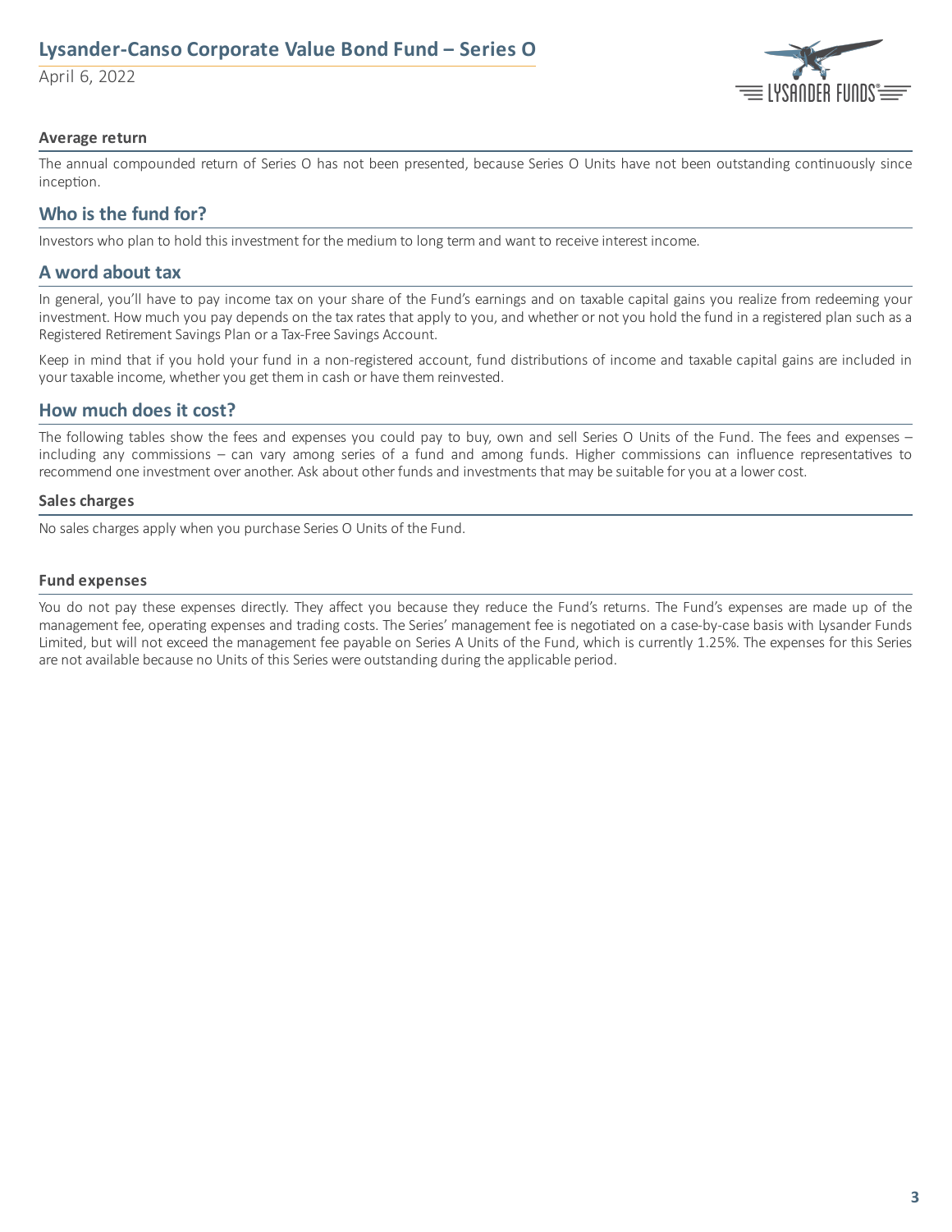### Average return

The annual compounded return of Series O has not been presented, because Series O Units have not been outstanding continuously since inception.

## Who is the fund for?

Investors who plan to hold this investment for the medium to long term and want to receive interest income.

## A word about tax

In general, you'll have to pay income tax on your share of the Fund's earnings and on taxable capital gains you realize from redeeming your investment. How much you pay depends on the tax rates that apply to you, and whether or not you hold the fund in a registered plan such as a Registered Retirement Savings Plan or a Tax-Free Savings Account.

Keep in mind that if you hold your fund in a non-registered account, fund distributions of income and taxable capital gains are included in your taxable income, whether you get them in cash or have them reinvested.

## How much does it cost?

The following tables show the fees and expenses you could pay to buy, own and sell Series O Units of the Fund. The fees and expenses – including any commissions – can vary among series of a fund and among funds. Higher commissions can influence representatives to recommend one investment over another. Ask about other funds and investments that may be suitable for you at a lower cost.

### Sales charges

No sales charges apply when you purchase Series O Units of the Fund.

### Fund expenses

You do not pay these expenses directly. They affect you because they reduce the Fund's returns. The Fund's expenses are made up of the management fee, operating expenses and trading costs. The Series' management fee is negotiated on a case-by-case basis with Lysander Funds Limited, but will not exceed the management fee payable on Series A Units of the Fund, which is currently 1.25%. The expenses for this Series are not available because no Units of this Series were outstanding during the applicable period.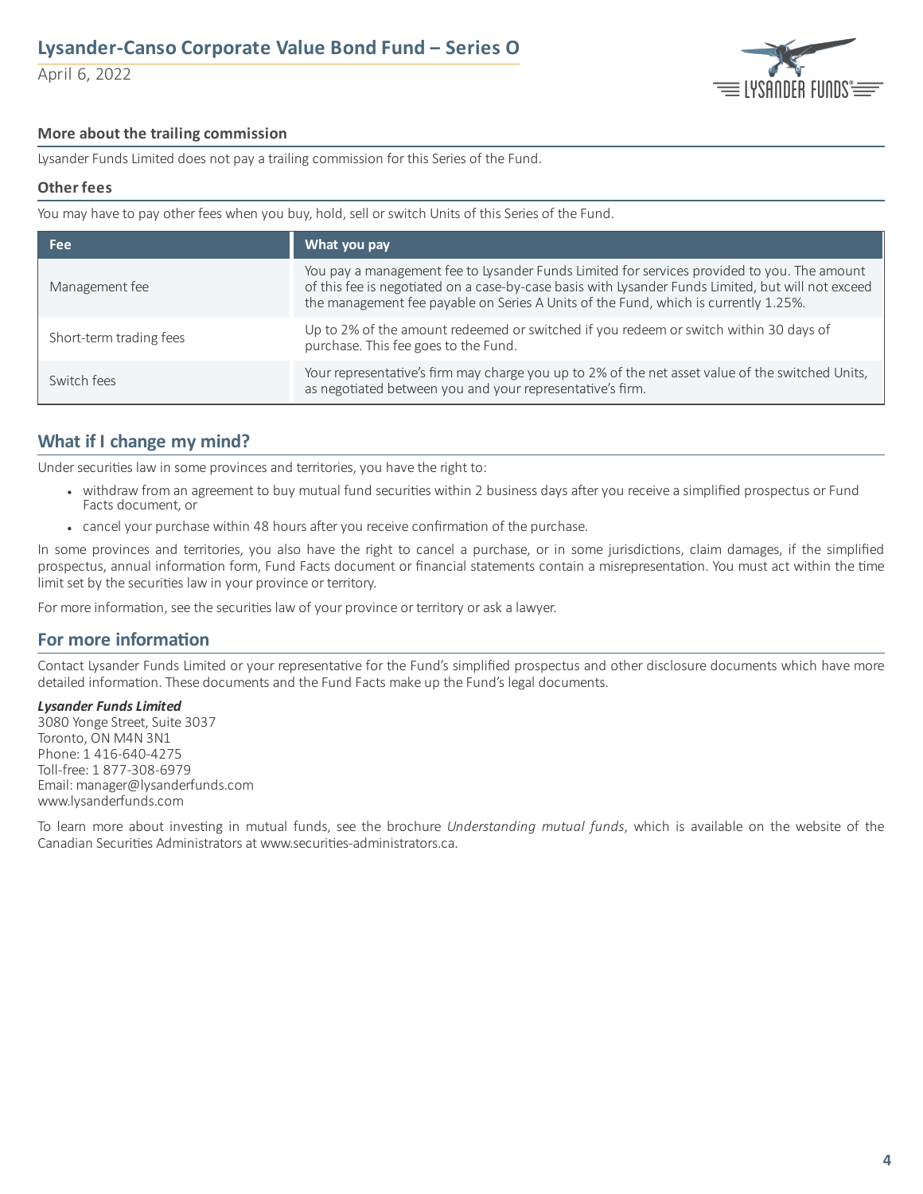### More about the trailing commission

Lysander Funds Limited does not pay a trailing commission for this Series of the Fund.

### Other fees

You may have to pay other fees when you buy, hold, sell or switch Units of this Series of the Fund.

| Fee | What you pay |
|---|---|
| Management fee | You pay a management fee to Lysander Funds Limited for services provided to you. The amount of this fee is negotiated on a case-by-case basis with Lysander Funds Limited, but will not exceed the management fee payable on Series A Units of the Fund, which is currently 1.25%. |
| Short-term trading fees | Up to 2% of the amount redeemed or switched if you redeem or switch within 30 days of purchase. This fee goes to the Fund. |
| Switch fees | Your representative's firm may charge you up to 2% of the net asset value of the switched Units, as negotiated between you and your representative's firm. |

## What if I change my mind?

Under securities law in some provinces and territories, you have the right to:

- withdraw from an agreement to buy mutual fund securities within 2 business days after you receive a simplified prospectus or Fund Facts document, or
- cancel your purchase within 48 hours after you receive confirmation of the purchase.

In some provinces and territories, you also have the right to cancel a purchase, or in some jurisdictions, claim damages, if the simplified prospectus, annual information form, Fund Facts document or financial statements contain a misrepresentation. You must act within the time limit set by the securities law in your province or territory.

For more information, see the securities law of your province or territory or ask a lawyer.

## For more information

Contact Lysander Funds Limited or your representative for the Fund's simplified prospectus and other disclosure documents which have more detailed information. These documents and the Fund Facts make up the Fund's legal documents.

***Lysander Funds Limited***
3080 Yonge Street, Suite 3037
Toronto, ON M4N 3N1
Phone: 1 416-640-4275
Toll-free: 1 877-308-6979
Email: manager@lysanderfunds.com
www.lysanderfunds.com

To learn more about investing in mutual funds, see the brochure *Understanding mutual funds*, which is available on the website of the Canadian Securities Administrators at www.securities-administrators.ca.